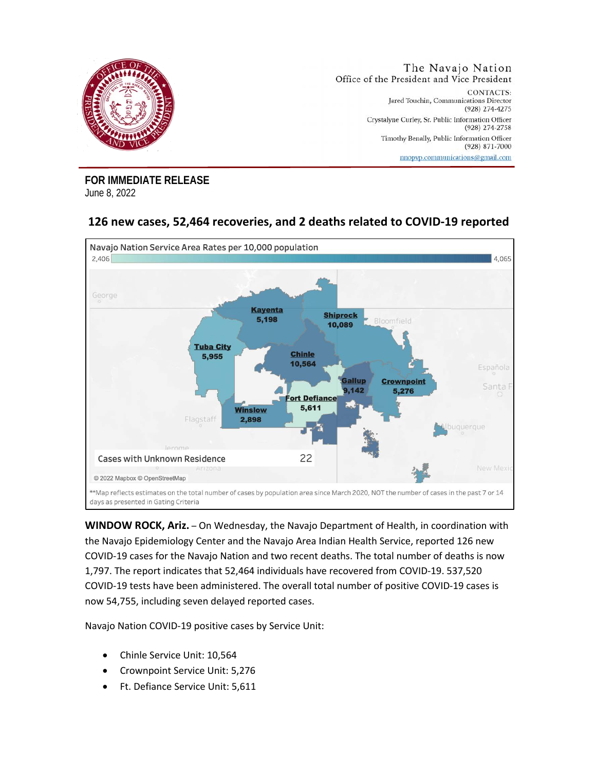The Navajo Nation
Office of the President and Vice President

CONTACTS:
Jared Touchin, Communications Director
(928) 274-4275
Crystalyne Curley, Sr. Public Information Officer
(928) 274-2758
Timothy Benally, Public Information Officer
(928) 871-7000
nnopvp.communications@gmail.com

**FOR IMMEDIATE RELEASE**
June 8, 2022

## 126 new cases, 52,464 recoveries, and 2 deaths related to COVID-19 reported

Navajo Nation Service Area Rates per 10,000 population

2,406 – 4,065

| Service Unit | Cases |
|---|---|
| Kayenta | 5,198 |
| Shiprock | 10,089 |
| Tuba City | 5,955 |
| Chinle | 10,564 |
| Gallup | 9,142 |
| Crownpoint | 5,276 |
| Fort Defiance | 5,611 |
| Winslow | 2,898 |
| Cases with Unknown Residence | 22 |

© 2022 Mapbox © OpenStreetMap

**Map reflects estimates on the total number of cases by population area since March 2020, NOT the number of cases in the past 7 or 14 days as presented in Gating Criteria

**WINDOW ROCK, Ariz.** – On Wednesday, the Navajo Department of Health, in coordination with the Navajo Epidemiology Center and the Navajo Area Indian Health Service, reported 126 new COVID-19 cases for the Navajo Nation and two recent deaths. The total number of deaths is now 1,797. The report indicates that 52,464 individuals have recovered from COVID-19. 537,520 COVID-19 tests have been administered. The overall total number of positive COVID-19 cases is now 54,755, including seven delayed reported cases.

Navajo Nation COVID-19 positive cases by Service Unit:

- Chinle Service Unit: 10,564
- Crownpoint Service Unit: 5,276
- Ft. Defiance Service Unit: 5,611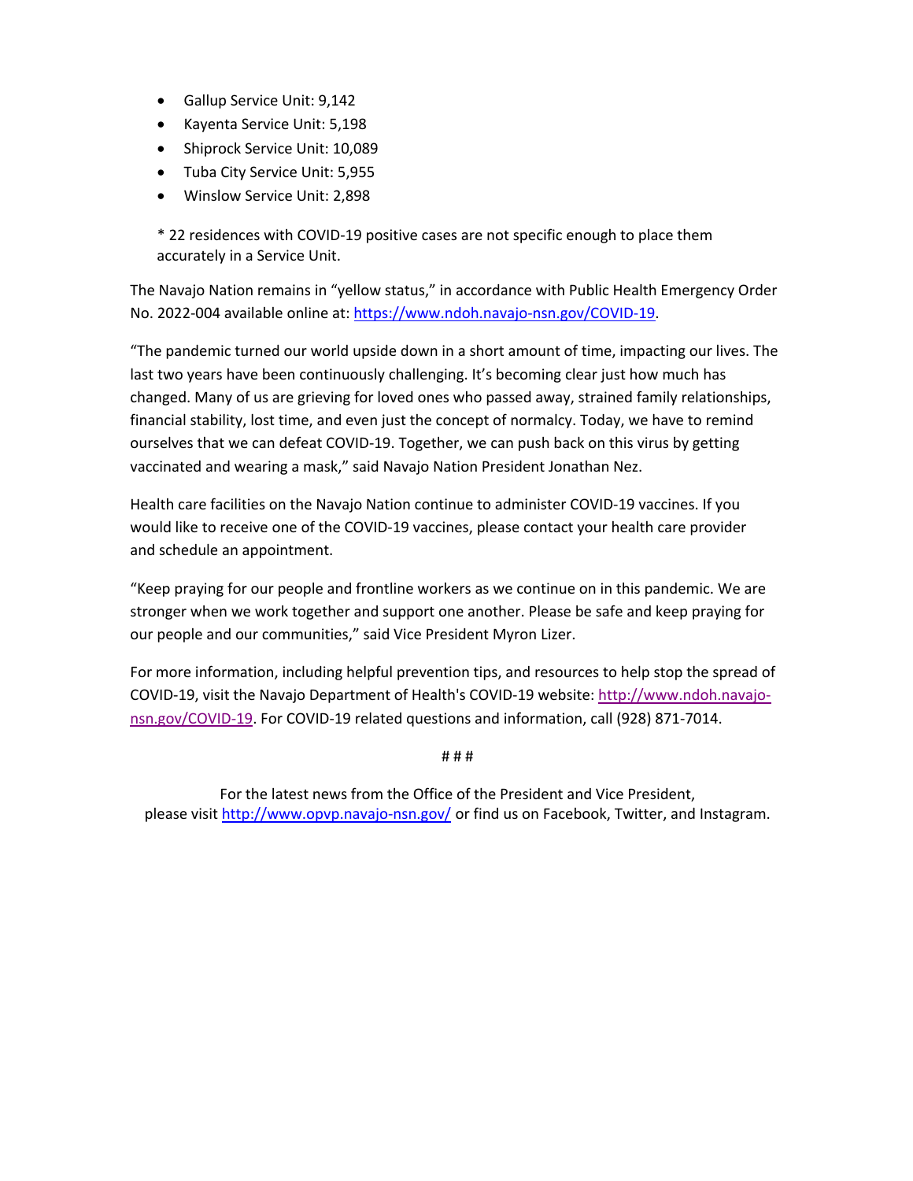- Gallup Service Unit: 9,142
- Kayenta Service Unit: 5,198
- Shiprock Service Unit: 10,089
- Tuba City Service Unit: 5,955
- Winslow Service Unit: 2,898

* 22 residences with COVID-19 positive cases are not specific enough to place them accurately in a Service Unit.

The Navajo Nation remains in "yellow status," in accordance with Public Health Emergency Order No. 2022-004 available online at: https://www.ndoh.navajo-nsn.gov/COVID-19.

"The pandemic turned our world upside down in a short amount of time, impacting our lives. The last two years have been continuously challenging. It's becoming clear just how much has changed. Many of us are grieving for loved ones who passed away, strained family relationships, financial stability, lost time, and even just the concept of normalcy. Today, we have to remind ourselves that we can defeat COVID-19. Together, we can push back on this virus by getting vaccinated and wearing a mask," said Navajo Nation President Jonathan Nez.

Health care facilities on the Navajo Nation continue to administer COVID-19 vaccines. If you would like to receive one of the COVID-19 vaccines, please contact your health care provider and schedule an appointment.

"Keep praying for our people and frontline workers as we continue on in this pandemic. We are stronger when we work together and support one another. Please be safe and keep praying for our people and our communities," said Vice President Myron Lizer.

For more information, including helpful prevention tips, and resources to help stop the spread of COVID-19, visit the Navajo Department of Health's COVID-19 website: http://www.ndoh.navajo-nsn.gov/COVID-19. For COVID-19 related questions and information, call (928) 871-7014.

# # #

For the latest news from the Office of the President and Vice President, please visit http://www.opvp.navajo-nsn.gov/ or find us on Facebook, Twitter, and Instagram.